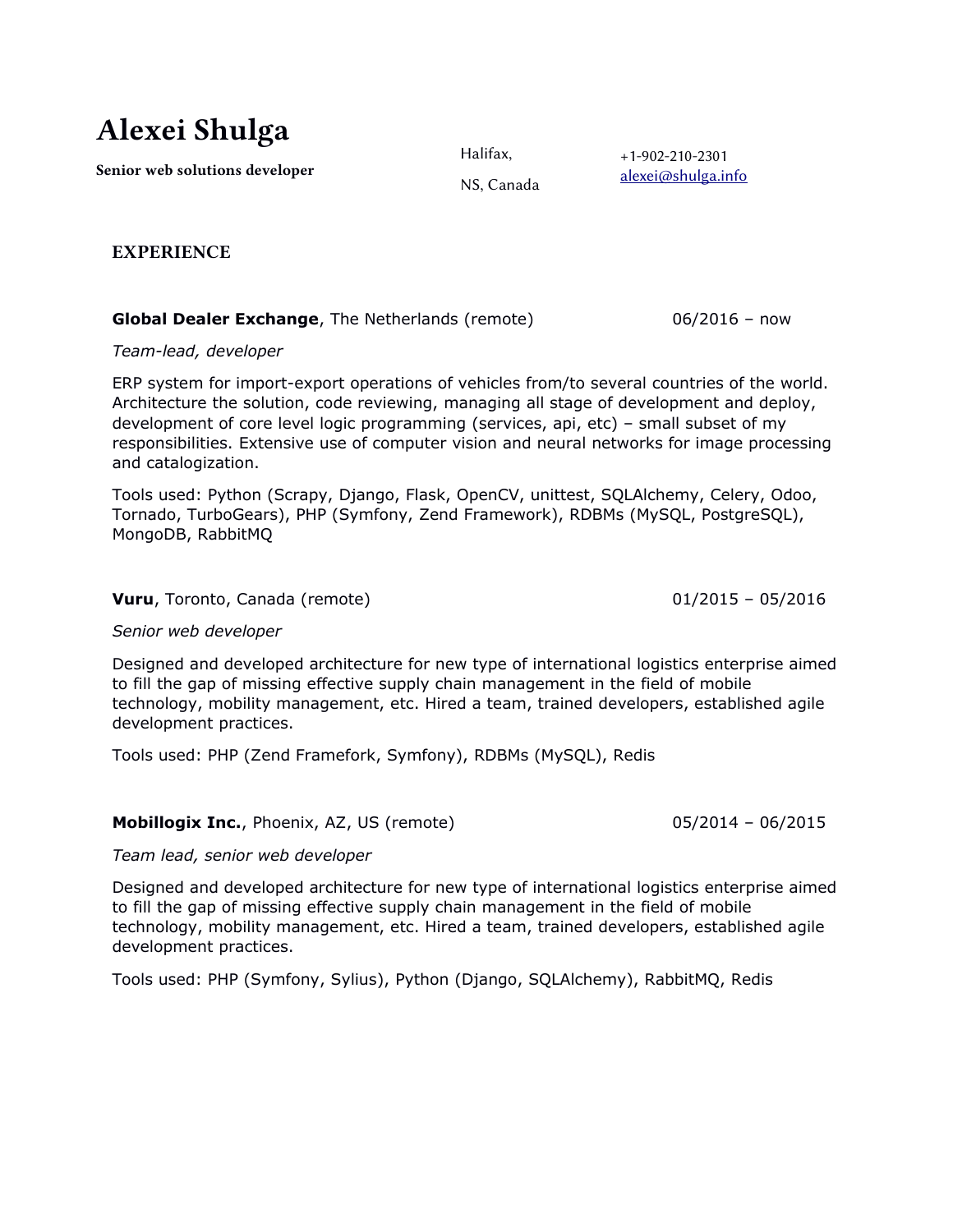# Alexei Shulga

**Senior web solutions developer**

Halifax,

NS, Canada

+1-902-210-2301
alexei@shulga.info

## EXPERIENCE

**Global Dealer Exchange**, The Netherlands (remote) 06/2016 – now

*Team-lead, developer*

ERP system for import-export operations of vehicles from/to several countries of the world. Architecture the solution, code reviewing, managing all stage of development and deploy, development of core level logic programming (services, api, etc) – small subset of my responsibilities. Extensive use of computer vision and neural networks for image processing and catalogization.

Tools used: Python (Scrapy, Django, Flask, OpenCV, unittest, SQLAlchemy, Celery, Odoo, Tornado, TurboGears), PHP (Symfony, Zend Framework), RDBMs (MySQL, PostgreSQL), MongoDB, RabbitMQ

**Vuru**, Toronto, Canada (remote) 01/2015 – 05/2016

*Senior web developer*

Designed and developed architecture for new type of international logistics enterprise aimed to fill the gap of missing effective supply chain management in the field of mobile technology, mobility management, etc. Hired a team, trained developers, established agile development practices.

Tools used: PHP (Zend Framefork, Symfony), RDBMs (MySQL), Redis

**Mobillogix Inc.**, Phoenix, AZ, US (remote) 05/2014 – 06/2015

*Team lead, senior web developer*

Designed and developed architecture for new type of international logistics enterprise aimed to fill the gap of missing effective supply chain management in the field of mobile technology, mobility management, etc. Hired a team, trained developers, established agile development practices.

Tools used: PHP (Symfony, Sylius), Python (Django, SQLAlchemy), RabbitMQ, Redis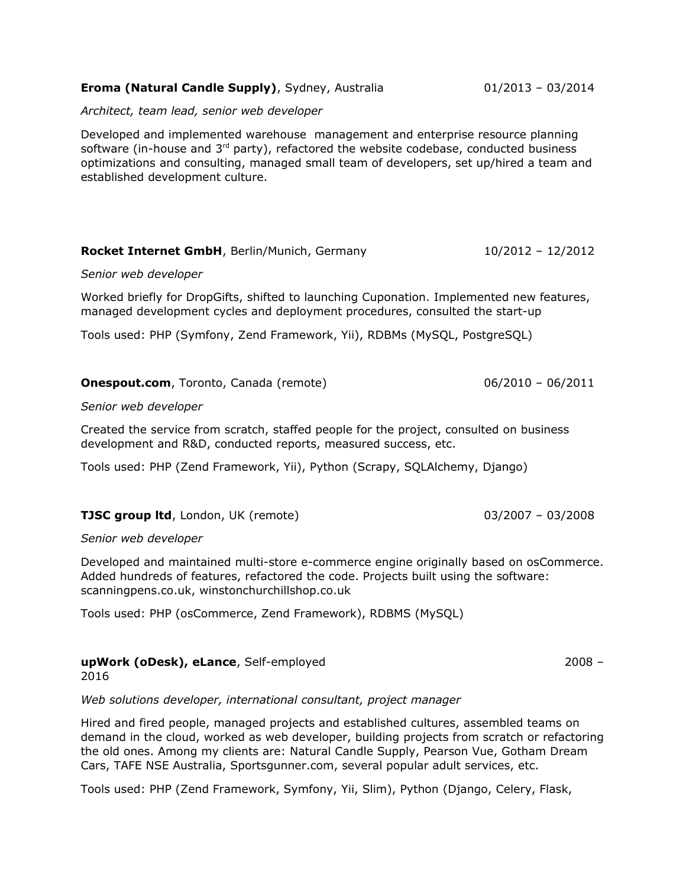**Eroma (Natural Candle Supply)**, Sydney, Australia 01/2013 – 03/2014

*Architect, team lead, senior web developer*

Developed and implemented warehouse management and enterprise resource planning software (in-house and 3rd party), refactored the website codebase, conducted business optimizations and consulting, managed small team of developers, set up/hired a team and established development culture.

**Rocket Internet GmbH**, Berlin/Munich, Germany 10/2012 – 12/2012

*Senior web developer*

Worked briefly for DropGifts, shifted to launching Cuponation. Implemented new features, managed development cycles and deployment procedures, consulted the start-up

Tools used: PHP (Symfony, Zend Framework, Yii), RDBMs (MySQL, PostgreSQL)

**Onespout.com**, Toronto, Canada (remote) 06/2010 – 06/2011

*Senior web developer*

Created the service from scratch, staffed people for the project, consulted on business development and R&D, conducted reports, measured success, etc.

Tools used: PHP (Zend Framework, Yii), Python (Scrapy, SQLAlchemy, Django)

**TJSC group ltd**, London, UK (remote) 03/2007 – 03/2008

*Senior web developer*

Developed and maintained multi-store e-commerce engine originally based on osCommerce. Added hundreds of features, refactored the code. Projects built using the software: scanningpens.co.uk, winstonchurchillshop.co.uk

Tools used: PHP (osCommerce, Zend Framework), RDBMS (MySQL)

**upWork (oDesk), eLance**, Self-employed 2008 – 2016

*Web solutions developer, international consultant, project manager*

Hired and fired people, managed projects and established cultures, assembled teams on demand in the cloud, worked as web developer, building projects from scratch or refactoring the old ones. Among my clients are: Natural Candle Supply, Pearson Vue, Gotham Dream Cars, TAFE NSE Australia, Sportsgunner.com, several popular adult services, etc.

Tools used: PHP (Zend Framework, Symfony, Yii, Slim), Python (Django, Celery, Flask,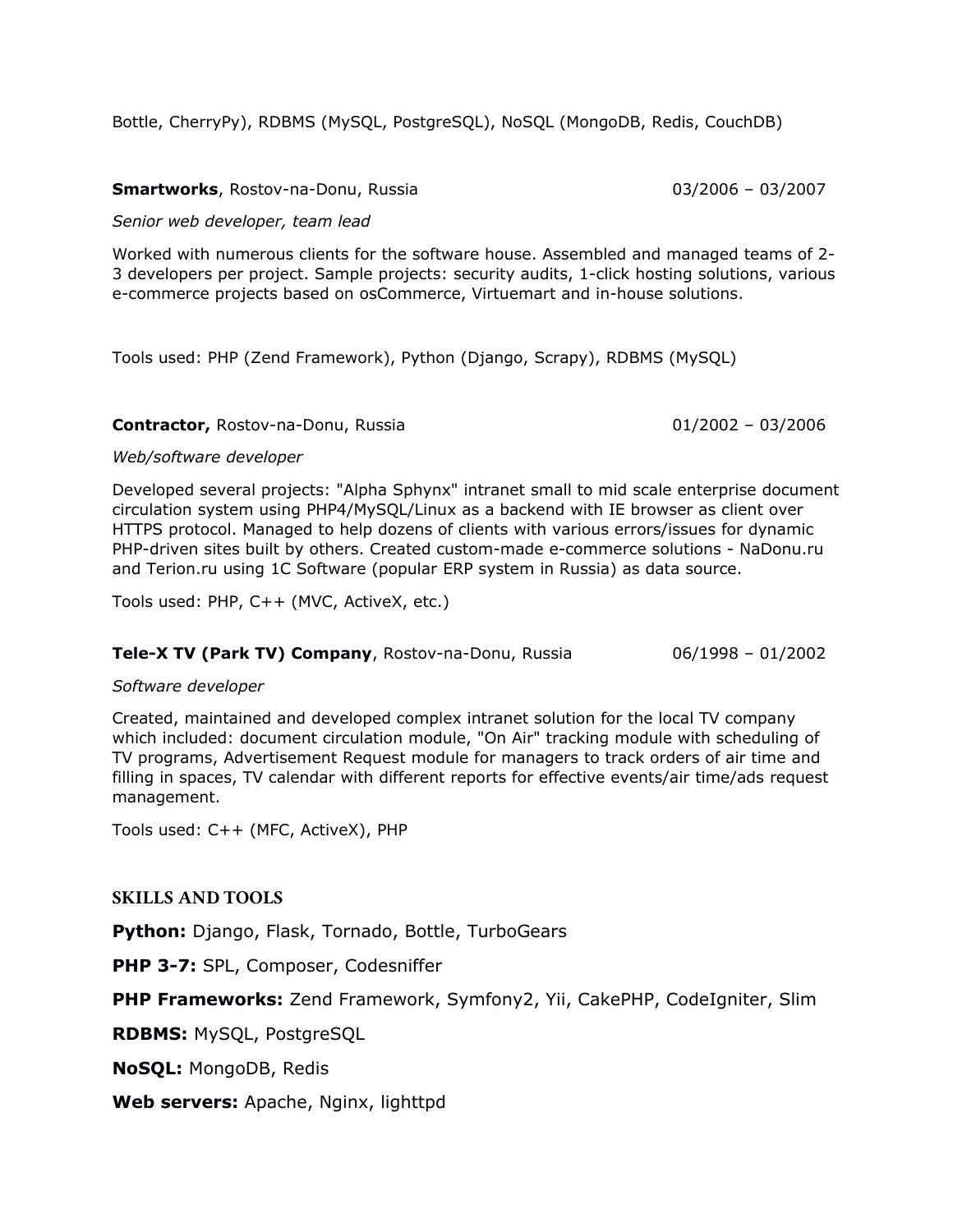Bottle, CherryPy), RDBMS (MySQL, PostgreSQL), NoSQL (MongoDB, Redis, CouchDB)

**Smartworks**, Rostov-na-Donu, Russia 03/2006 – 03/2007

*Senior web developer, team lead*

Worked with numerous clients for the software house. Assembled and managed teams of 2-3 developers per project. Sample projects: security audits, 1-click hosting solutions, various e-commerce projects based on osCommerce, Virtuemart and in-house solutions.

Tools used: PHP (Zend Framework), Python (Django, Scrapy), RDBMS (MySQL)

**Contractor,** Rostov-na-Donu, Russia 01/2002 – 03/2006

*Web/software developer*

Developed several projects: "Alpha Sphynx" intranet small to mid scale enterprise document circulation system using PHP4/MySQL/Linux as a backend with IE browser as client over HTTPS protocol. Managed to help dozens of clients with various errors/issues for dynamic PHP-driven sites built by others. Created custom-made e-commerce solutions - NaDonu.ru and Terion.ru using 1C Software (popular ERP system in Russia) as data source.

Tools used: PHP, C++ (MVC, ActiveX, etc.)

**Tele-X TV (Park TV) Company**, Rostov-na-Donu, Russia 06/1998 – 01/2002

*Software developer*

Created, maintained and developed complex intranet solution for the local TV company which included: document circulation module, "On Air" tracking module with scheduling of TV programs, Advertisement Request module for managers to track orders of air time and filling in spaces, TV calendar with different reports for effective events/air time/ads request management.

Tools used: C++ (MFC, ActiveX), PHP

## SKILLS AND TOOLS

**Python:** Django, Flask, Tornado, Bottle, TurboGears

**PHP 3-7:** SPL, Composer, Codesniffer

**PHP Frameworks:** Zend Framework, Symfony2, Yii, CakePHP, CodeIgniter, Slim

**RDBMS:** MySQL, PostgreSQL

**NoSQL:** MongoDB, Redis

**Web servers:** Apache, Nginx, lighttpd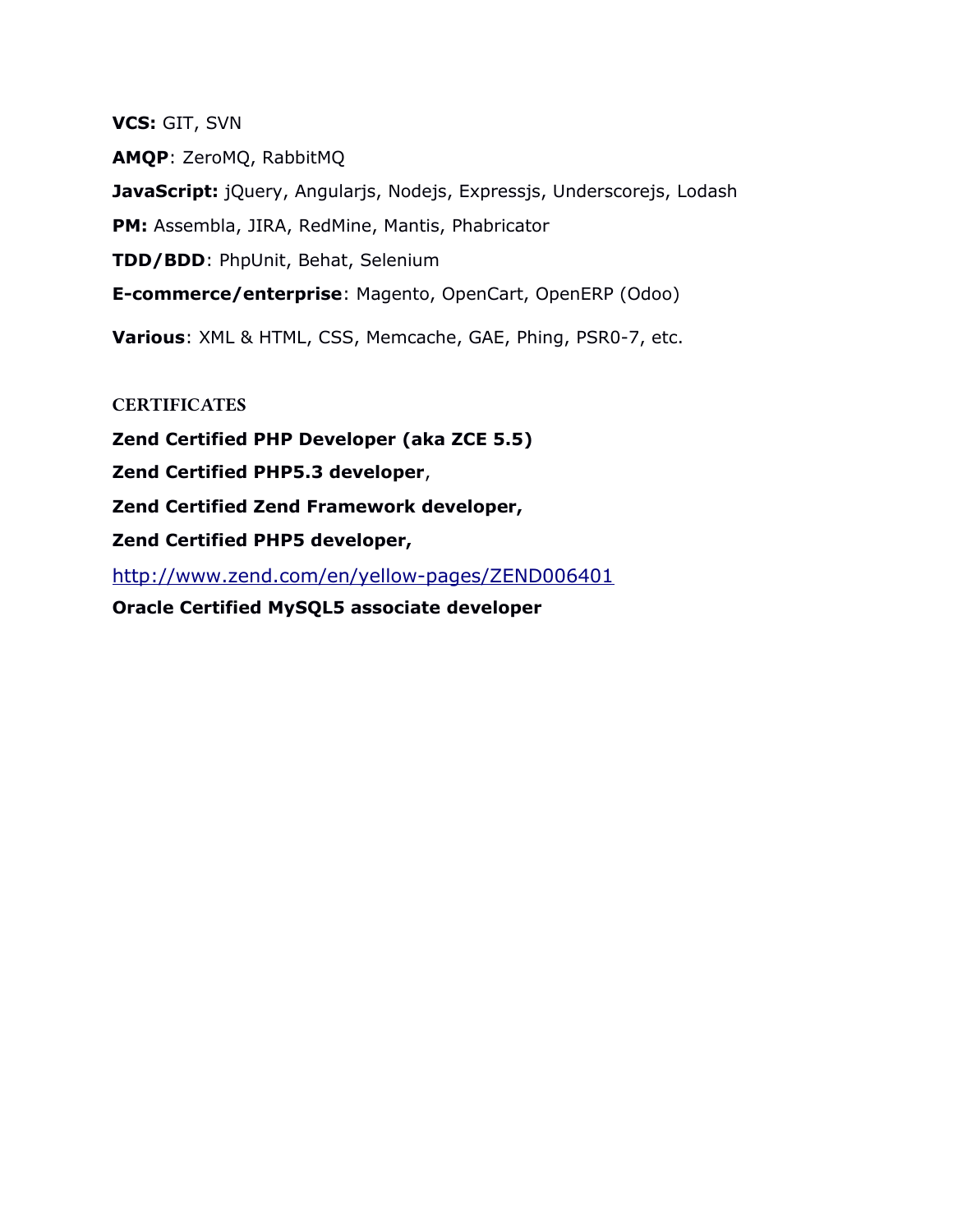**VCS:** GIT, SVN

**AMQP**: ZeroMQ, RabbitMQ

**JavaScript:** jQuery, Angularjs, Nodejs, Expressjs, Underscorejs, Lodash

**PM:** Assembla, JIRA, RedMine, Mantis, Phabricator

**TDD/BDD**: PhpUnit, Behat, Selenium

**E-commerce/enterprise**: Magento, OpenCart, OpenERP (Odoo)

**Various**: XML & HTML, CSS, Memcache, GAE, Phing, PSR0-7, etc.

## CERTIFICATES

**Zend Certified PHP Developer (aka ZCE 5.5)**

**Zend Certified PHP5.3 developer**,

**Zend Certified Zend Framework developer,**

**Zend Certified PHP5 developer,**

[http://www.zend.com/en/yellow-pages/ZEND006401](http://www.zend.com/en/yellow-pages/ZEND006401)

**Oracle Certified MySQL5 associate developer**